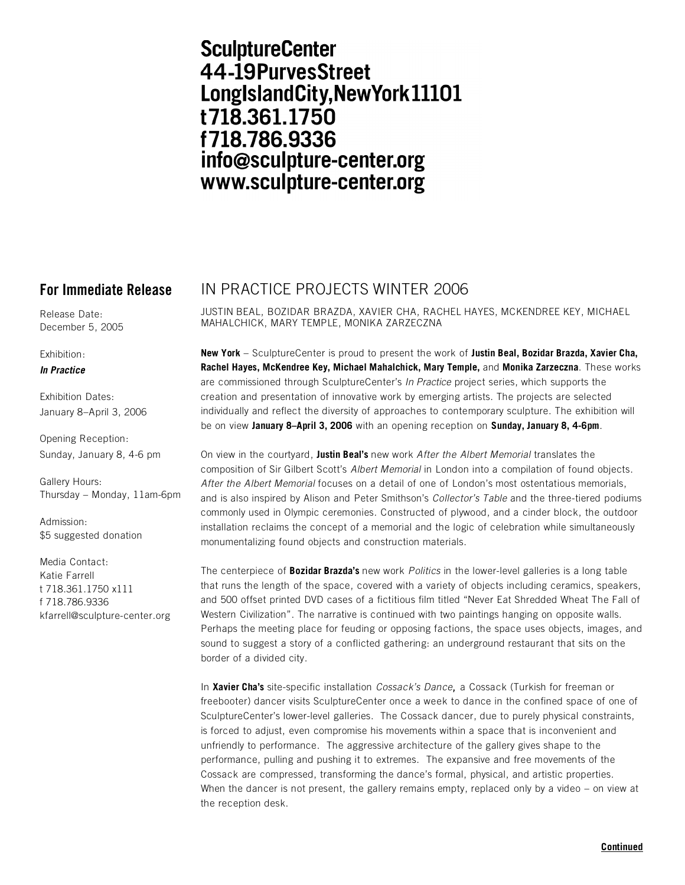**SculptureCenter**
**44-19PurvesStreet**
**LongIslandCity,NewYork11101**
**t718.361.1750**
**f718.786.9336**
**info@sculpture-center.org**
**www.sculpture-center.org**

## For Immediate Release

Release Date:
December 5, 2005

Exhibition:
***In Practice***

Exhibition Dates:
January 8–April 3, 2006

Opening Reception:
Sunday, January 8, 4-6 pm

Gallery Hours:
Thursday – Monday, 11am-6pm

Admission:
$5 suggested donation

Media Contact:
Katie Farrell
t 718.361.1750 x111
f 718.786.9336
kfarrell@sculpture-center.org

# IN PRACTICE PROJECTS WINTER 2006

JUSTIN BEAL, BOZIDAR BRAZDA, XAVIER CHA, RACHEL HAYES, MCKENDREE KEY, MICHAEL MAHALCHICK, MARY TEMPLE, MONIKA ZARZECZNA

**New York** – SculptureCenter is proud to present the work of **Justin Beal, Bozidar Brazda, Xavier Cha, Rachel Hayes, McKendree Key, Michael Mahalchick, Mary Temple,** and **Monika Zarzeczna**. These works are commissioned through SculptureCenter's *In Practice* project series, which supports the creation and presentation of innovative work by emerging artists. The projects are selected individually and reflect the diversity of approaches to contemporary sculpture. The exhibition will be on view **January 8–April 3, 2006** with an opening reception on **Sunday, January 8, 4-6pm**.

On view in the courtyard, **Justin Beal's** new work *After the Albert Memorial* translates the composition of Sir Gilbert Scott's *Albert Memorial* in London into a compilation of found objects. *After the Albert Memorial* focuses on a detail of one of London's most ostentatious memorials, and is also inspired by Alison and Peter Smithson's *Collector's Table* and the three-tiered podiums commonly used in Olympic ceremonies. Constructed of plywood, and a cinder block, the outdoor installation reclaims the concept of a memorial and the logic of celebration while simultaneously monumentalizing found objects and construction materials.

The centerpiece of **Bozidar Brazda's** new work *Politics* in the lower-level galleries is a long table that runs the length of the space, covered with a variety of objects including ceramics, speakers, and 500 offset printed DVD cases of a fictitious film titled "Never Eat Shredded Wheat The Fall of Western Civilization". The narrative is continued with two paintings hanging on opposite walls. Perhaps the meeting place for feuding or opposing factions, the space uses objects, images, and sound to suggest a story of a conflicted gathering: an underground restaurant that sits on the border of a divided city.

In **Xavier Cha's** site-specific installation *Cossack's Dance,* a Cossack (Turkish for freeman or freebooter) dancer visits SculptureCenter once a week to dance in the confined space of one of SculptureCenter's lower-level galleries. The Cossack dancer, due to purely physical constraints, is forced to adjust, even compromise his movements within a space that is inconvenient and unfriendly to performance. The aggressive architecture of the gallery gives shape to the performance, pulling and pushing it to extremes. The expansive and free movements of the Cossack are compressed, transforming the dance's formal, physical, and artistic properties. When the dancer is not present, the gallery remains empty, replaced only by a video – on view at the reception desk.

**Continued**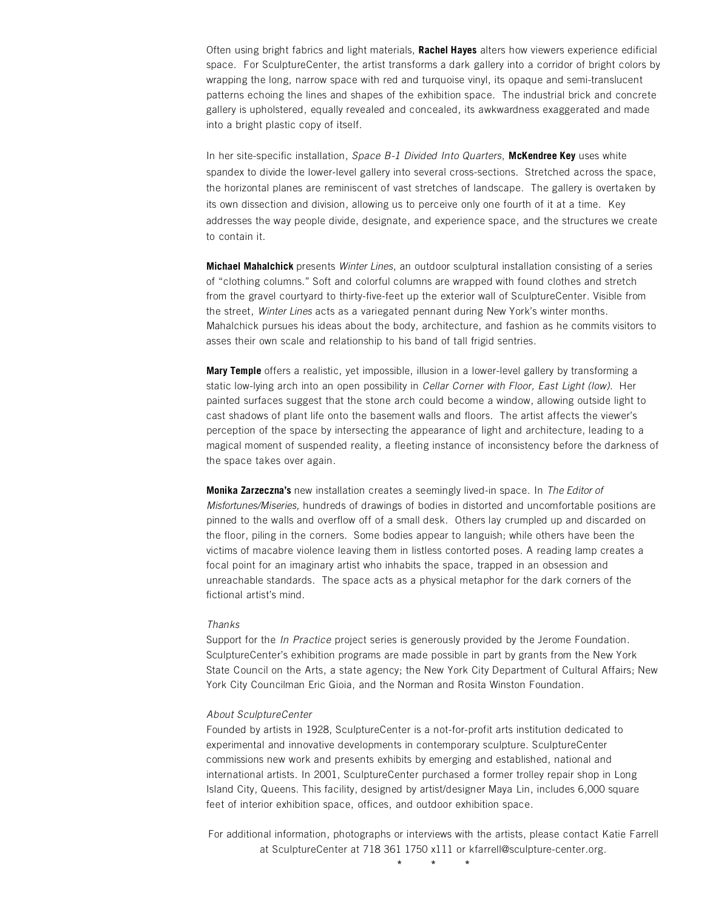Often using bright fabrics and light materials, **Rachel Hayes** alters how viewers experience edificial space. For SculptureCenter, the artist transforms a dark gallery into a corridor of bright colors by wrapping the long, narrow space with red and turquoise vinyl, its opaque and semi-translucent patterns echoing the lines and shapes of the exhibition space. The industrial brick and concrete gallery is upholstered, equally revealed and concealed, its awkwardness exaggerated and made into a bright plastic copy of itself.

In her site-specific installation, *Space B-1 Divided Into Quarters*, **McKendree Key** uses white spandex to divide the lower-level gallery into several cross-sections. Stretched across the space, the horizontal planes are reminiscent of vast stretches of landscape. The gallery is overtaken by its own dissection and division, allowing us to perceive only one fourth of it at a time. Key addresses the way people divide, designate, and experience space, and the structures we create to contain it.

**Michael Mahalchick** presents *Winter Lines*, an outdoor sculptural installation consisting of a series of "clothing columns." Soft and colorful columns are wrapped with found clothes and stretch from the gravel courtyard to thirty-five-feet up the exterior wall of SculptureCenter. Visible from the street, *Winter Lines* acts as a variegated pennant during New York's winter months. Mahalchick pursues his ideas about the body, architecture, and fashion as he commits visitors to asses their own scale and relationship to his band of tall frigid sentries.

**Mary Temple** offers a realistic, yet impossible, illusion in a lower-level gallery by transforming a static low-lying arch into an open possibility in *Cellar Corner with Floor, East Light (low)*. Her painted surfaces suggest that the stone arch could become a window, allowing outside light to cast shadows of plant life onto the basement walls and floors. The artist affects the viewer's perception of the space by intersecting the appearance of light and architecture, leading to a magical moment of suspended reality, a fleeting instance of inconsistency before the darkness of the space takes over again.

**Monika Zarzeczna's** new installation creates a seemingly lived-in space. In *The Editor of Misfortunes/Miseries,* hundreds of drawings of bodies in distorted and uncomfortable positions are pinned to the walls and overflow off of a small desk. Others lay crumpled up and discarded on the floor, piling in the corners. Some bodies appear to languish; while others have been the victims of macabre violence leaving them in listless contorted poses. A reading lamp creates a focal point for an imaginary artist who inhabits the space, trapped in an obsession and unreachable standards. The space acts as a physical metaphor for the dark corners of the fictional artist's mind.

*Thanks*
Support for the *In Practice* project series is generously provided by the Jerome Foundation. SculptureCenter's exhibition programs are made possible in part by grants from the New York State Council on the Arts, a state agency; the New York City Department of Cultural Affairs; New York City Councilman Eric Gioia, and the Norman and Rosita Winston Foundation.

*About SculptureCenter*
Founded by artists in 1928, SculptureCenter is a not-for-profit arts institution dedicated to experimental and innovative developments in contemporary sculpture. SculptureCenter commissions new work and presents exhibits by emerging and established, national and international artists. In 2001, SculptureCenter purchased a former trolley repair shop in Long Island City, Queens. This facility, designed by artist/designer Maya Lin, includes 6,000 square feet of interior exhibition space, offices, and outdoor exhibition space.

For additional information, photographs or interviews with the artists, please contact Katie Farrell at SculptureCenter at 718 361 1750 x111 or kfarrell@sculpture-center.org.

\* \* \*